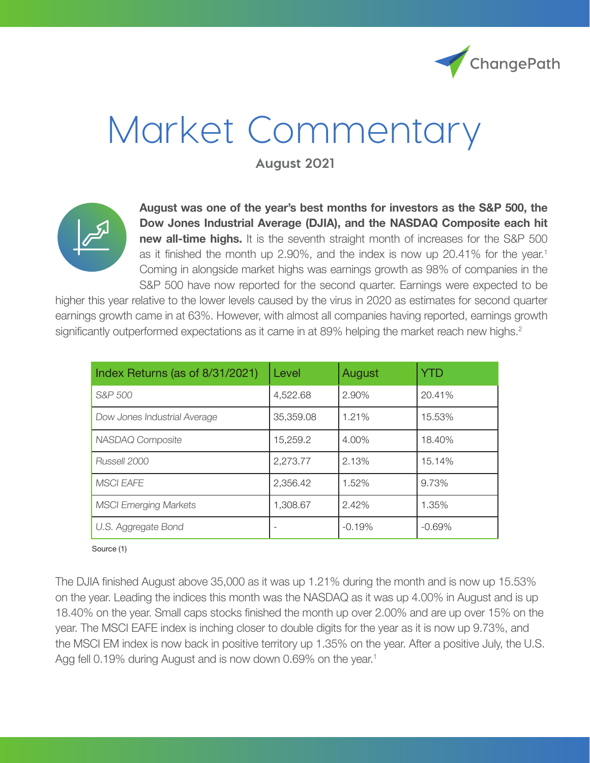# Market Commentary

## August 2021

**August was one of the year's best months for investors as the S&P 500, the Dow Jones Industrial Average (DJIA), and the NASDAQ Composite each hit new all-time highs.** It is the seventh straight month of increases for the S&P 500 as it finished the month up 2.90%, and the index is now up 20.41% for the year.[1] Coming in alongside market highs was earnings growth as 98% of companies in the S&P 500 have now reported for the second quarter. Earnings were expected to be higher this year relative to the lower levels caused by the virus in 2020 as estimates for second quarter earnings growth came in at 63%. However, with almost all companies having reported, earnings growth significantly outperformed expectations as it came in at 89% helping the market reach new highs.[2]

| Index Returns (as of 8/31/2021) | Level | August | YTD |
|---|---|---|---|
| *S&P 500* | 4,522.68 | 2.90% | 20.41% |
| *Dow Jones Industrial Average* | 35,359.08 | 1.21% | 15.53% |
| *NASDAQ Composite* | 15,259.2 | 4.00% | 18.40% |
| *Russell 2000* | 2,273.77 | 2.13% | 15.14% |
| *MSCI EAFE* | 2,356.42 | 1.52% | 9.73% |
| *MSCI Emerging Markets* | 1,308.67 | 2.42% | 1.35% |
| *U.S. Aggregate Bond* | - | -0.19% | -0.69% |

Source (1)

The DJIA finished August above 35,000 as it was up 1.21% during the month and is now up 15.53% on the year. Leading the indices this month was the NASDAQ as it was up 4.00% in August and is up 18.40% on the year. Small caps stocks finished the month up over 2.00% and are up over 15% on the year. The MSCI EAFE index is inching closer to double digits for the year as it is now up 9.73%, and the MSCI EM index is now back in positive territory up 1.35% on the year. After a positive July, the U.S. Agg fell 0.19% during August and is now down 0.69% on the year.[1]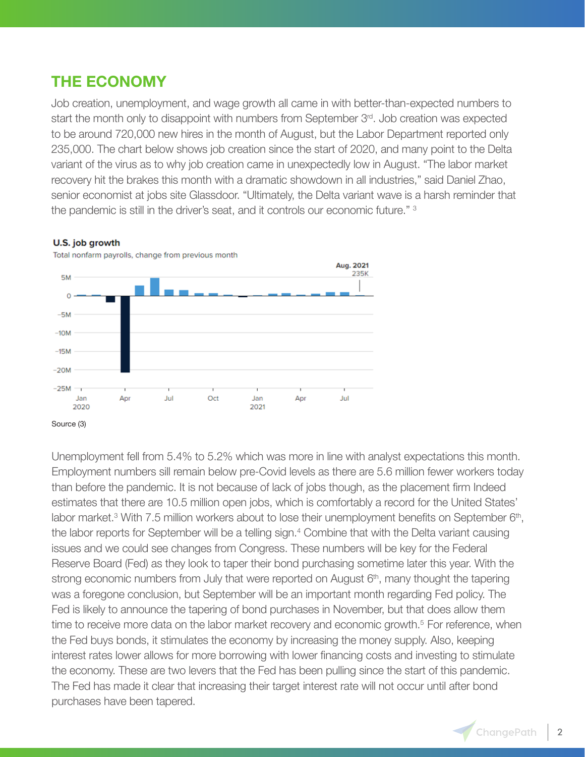## THE ECONOMY

Job creation, unemployment, and wage growth all came in with better-than-expected numbers to start the month only to disappoint with numbers from September 3rd. Job creation was expected to be around 720,000 new hires in the month of August, but the Labor Department reported only 235,000. The chart below shows job creation since the start of 2020, and many point to the Delta variant of the virus as to why job creation came in unexpectedly low in August. "The labor market recovery hit the brakes this month with a dramatic showdown in all industries," said Daniel Zhao, senior economist at jobs site Glassdoor. "Ultimately, the Delta variant wave is a harsh reminder that the pandemic is still in the driver's seat, and it controls our economic future." [3]

**U.S. job growth**

Total nonfarm payrolls, change from previous month

Aug. 2021
235K

Source (3)

Unemployment fell from 5.4% to 5.2% which was more in line with analyst expectations this month. Employment numbers sill remain below pre-Covid levels as there are 5.6 million fewer workers today than before the pandemic. It is not because of lack of jobs though, as the placement firm Indeed estimates that there are 10.5 million open jobs, which is comfortably a record for the United States' labor market.[3] With 7.5 million workers about to lose their unemployment benefits on September 6th, the labor reports for September will be a telling sign.[4] Combine that with the Delta variant causing issues and we could see changes from Congress. These numbers will be key for the Federal Reserve Board (Fed) as they look to taper their bond purchasing sometime later this year. With the strong economic numbers from July that were reported on August 6th, many thought the tapering was a foregone conclusion, but September will be an important month regarding Fed policy. The Fed is likely to announce the tapering of bond purchases in November, but that does allow them time to receive more data on the labor market recovery and economic growth.[5] For reference, when the Fed buys bonds, it stimulates the economy by increasing the money supply. Also, keeping interest rates lower allows for more borrowing with lower financing costs and investing to stimulate the economy. These are two levers that the Fed has been pulling since the start of this pandemic. The Fed has made it clear that increasing their target interest rate will not occur until after bond purchases have been tapered.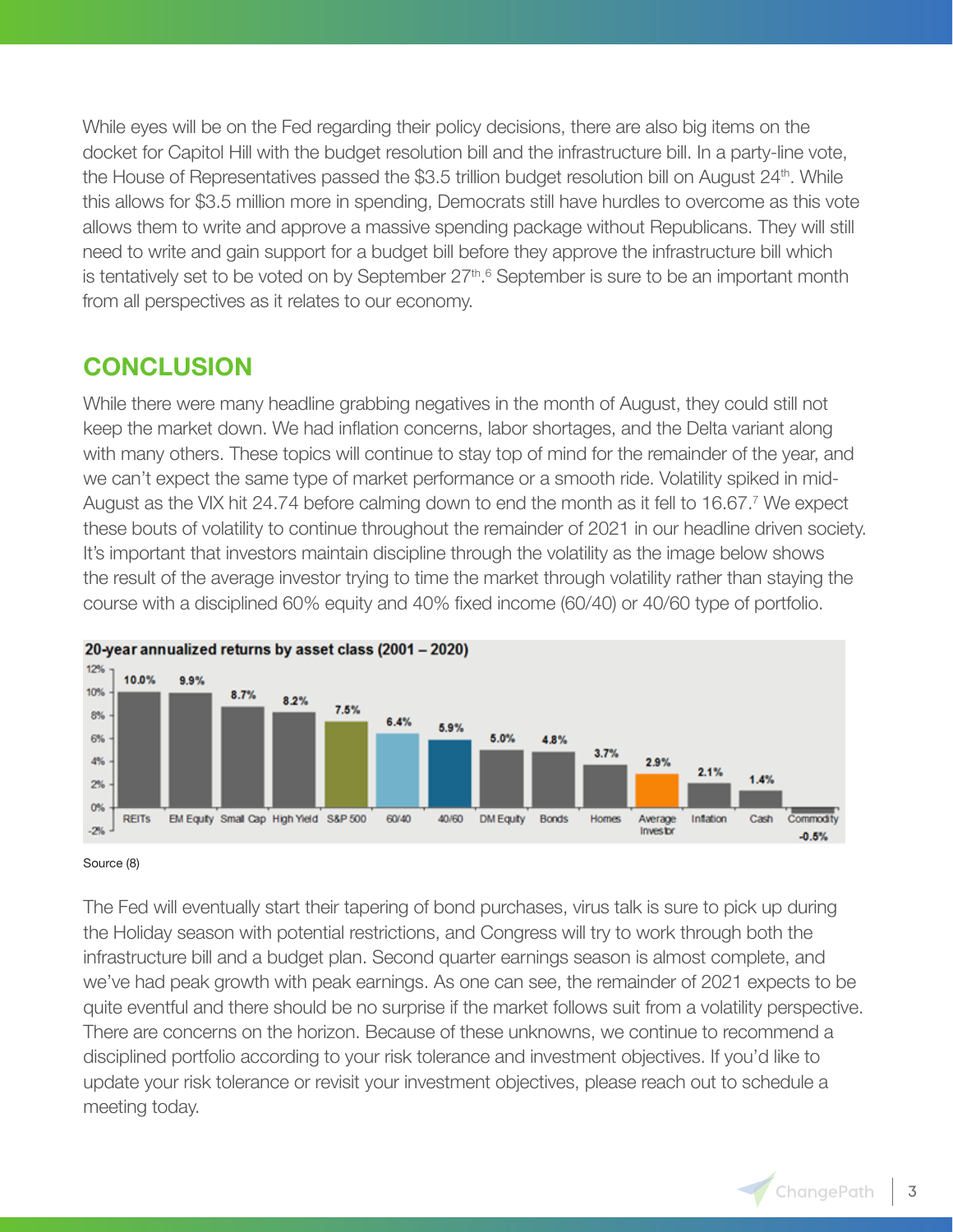While eyes will be on the Fed regarding their policy decisions, there are also big items on the docket for Capitol Hill with the budget resolution bill and the infrastructure bill. In a party-line vote, the House of Representatives passed the $3.5 trillion budget resolution bill on August 24th. While this allows for $3.5 million more in spending, Democrats still have hurdles to overcome as this vote allows them to write and approve a massive spending package without Republicans. They will still need to write and gain support for a budget bill before they approve the infrastructure bill which is tentatively set to be voted on by September 27th.[6] September is sure to be an important month from all perspectives as it relates to our economy.

## CONCLUSION

While there were many headline grabbing negatives in the month of August, they could still not keep the market down. We had inflation concerns, labor shortages, and the Delta variant along with many others. These topics will continue to stay top of mind for the remainder of the year, and we can't expect the same type of market performance or a smooth ride. Volatility spiked in mid-August as the VIX hit 24.74 before calming down to end the month as it fell to 16.67.[7] We expect these bouts of volatility to continue throughout the remainder of 2021 in our headline driven society. It's important that investors maintain discipline through the volatility as the image below shows the result of the average investor trying to time the market through volatility rather than staying the course with a disciplined 60% equity and 40% fixed income (60/40) or 40/60 type of portfolio.

**20-year annualized returns by asset class (2001 – 2020)**

| Asset Class | Return |
|---|---|
| REITs | 10.0% |
| EM Equity | 9.9% |
| Small Cap | 8.7% |
| High Yield | 8.2% |
| S&P 500 | 7.5% |
| 60/40 | 6.4% |
| 40/60 | 5.9% |
| DM Equity | 5.0% |
| Bonds | 4.8% |
| Homes | 3.7% |
| Average Investor | 2.9% |
| Inflation | 2.1% |
| Cash | 1.4% |
| Commodity | -0.5% |

Source (8)

The Fed will eventually start their tapering of bond purchases, virus talk is sure to pick up during the Holiday season with potential restrictions, and Congress will try to work through both the infrastructure bill and a budget plan. Second quarter earnings season is almost complete, and we've had peak growth with peak earnings. As one can see, the remainder of 2021 expects to be quite eventful and there should be no surprise if the market follows suit from a volatility perspective. There are concerns on the horizon. Because of these unknowns, we continue to recommend a disciplined portfolio according to your risk tolerance and investment objectives. If you'd like to update your risk tolerance or revisit your investment objectives, please reach out to schedule a meeting today.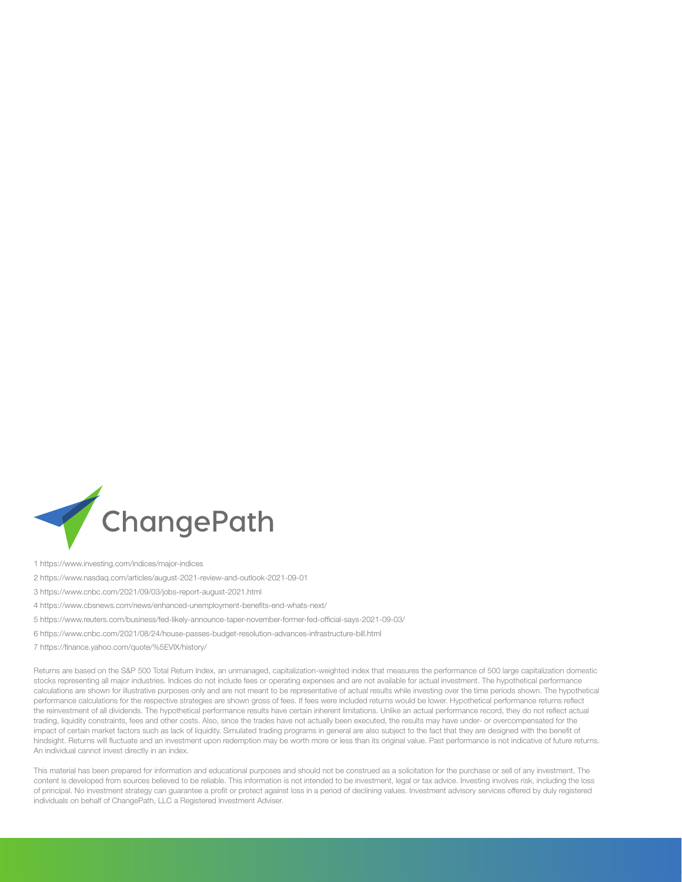ChangePath

1 https://www.investing.com/indices/major-indices

2 https://www.nasdaq.com/articles/august-2021-review-and-outlook-2021-09-01

3 https://www.cnbc.com/2021/09/03/jobs-report-august-2021.html

4 https://www.cbsnews.com/news/enhanced-unemployment-benefits-end-whats-next/

5 https://www.reuters.com/business/fed-likely-announce-taper-november-former-fed-official-says-2021-09-03/

6 https://www.cnbc.com/2021/08/24/house-passes-budget-resolution-advances-infrastructure-bill.html

7 https://finance.yahoo.com/quote/%5EVIX/history/

Returns are based on the S&P 500 Total Return Index, an unmanaged, capitalization-weighted index that measures the performance of 500 large capitalization domestic stocks representing all major industries. Indices do not include fees or operating expenses and are not available for actual investment. The hypothetical performance calculations are shown for illustrative purposes only and are not meant to be representative of actual results while investing over the time periods shown. The hypothetical performance calculations for the respective strategies are shown gross of fees. If fees were included returns would be lower. Hypothetical performance returns reflect the reinvestment of all dividends. The hypothetical performance results have certain inherent limitations. Unlike an actual performance record, they do not reflect actual trading, liquidity constraints, fees and other costs. Also, since the trades have not actually been executed, the results may have under- or overcompensated for the impact of certain market factors such as lack of liquidity. Simulated trading programs in general are also subject to the fact that they are designed with the benefit of hindsight. Returns will fluctuate and an investment upon redemption may be worth more or less than its original value. Past performance is not indicative of future returns. An individual cannot invest directly in an index.

This material has been prepared for information and educational purposes and should not be construed as a solicitation for the purchase or sell of any investment. The content is developed from sources believed to be reliable. This information is not intended to be investment, legal or tax advice. Investing involves risk, including the loss of principal. No investment strategy can guarantee a profit or protect against loss in a period of declining values. Investment advisory services offered by duly registered individuals on behalf of ChangePath, LLC a Registered Investment Adviser.